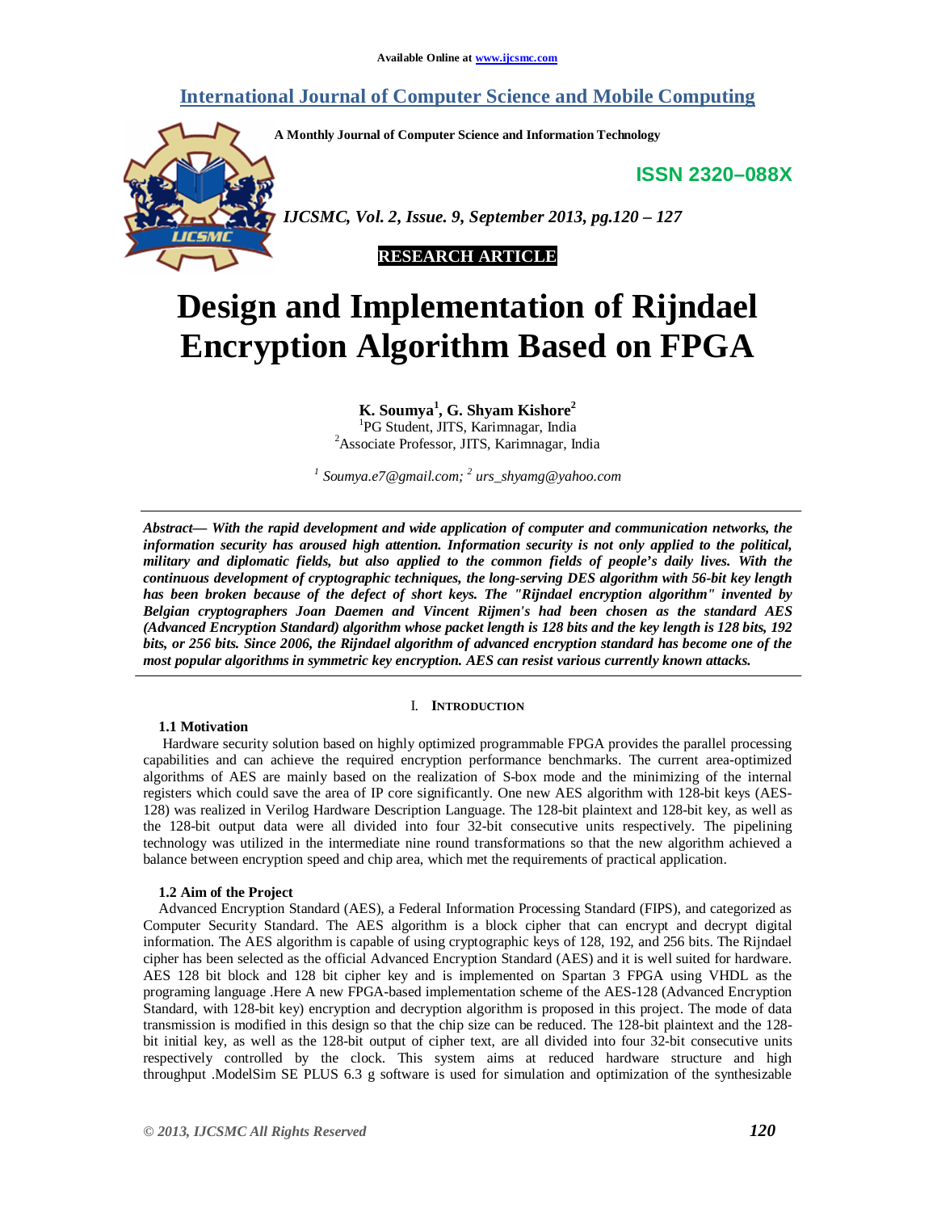Available Online at www.ijcsmc.com

# International Journal of Computer Science and Mobile Computing

A Monthly Journal of Computer Science and Information Technology

ISSN 2320–088X

*IJCSMC, Vol. 2, Issue. 9, September 2013, pg.120 – 127*

**RESEARCH ARTICLE**

# Design and Implementation of Rijndael Encryption Algorithm Based on FPGA

**K. Soumya[1], G. Shyam Kishore[2]**

[1]PG Student, JITS, Karimnagar, India
[2]Associate Professor, JITS, Karimnagar, India

*[1] Soumya.e7@gmail.com; [2] urs_shyamg@yahoo.com*

***Abstract— With the rapid development and wide application of computer and communication networks, the information security has aroused high attention. Information security is not only applied to the political, military and diplomatic fields, but also applied to the common fields of people's daily lives. With the continuous development of cryptographic techniques, the long-serving DES algorithm with 56-bit key length has been broken because of the defect of short keys. The "Rijndael encryption algorithm" invented by Belgian cryptographers Joan Daemen and Vincent Rijmen's had been chosen as the standard AES (Advanced Encryption Standard) algorithm whose packet length is 128 bits and the key length is 128 bits, 192 bits, or 256 bits. Since 2006, the Rijndael algorithm of advanced encryption standard has become one of the most popular algorithms in symmetric key encryption. AES can resist various currently known attacks.***

## I. Introduction

### 1.1 Motivation

Hardware security solution based on highly optimized programmable FPGA provides the parallel processing capabilities and can achieve the required encryption performance benchmarks. The current area-optimized algorithms of AES are mainly based on the realization of S-box mode and the minimizing of the internal registers which could save the area of IP core significantly. One new AES algorithm with 128-bit keys (AES-128) was realized in Verilog Hardware Description Language. The 128-bit plaintext and 128-bit key, as well as the 128-bit output data were all divided into four 32-bit consecutive units respectively. The pipelining technology was utilized in the intermediate nine round transformations so that the new algorithm achieved a balance between encryption speed and chip area, which met the requirements of practical application.

### 1.2 Aim of the Project

Advanced Encryption Standard (AES), a Federal Information Processing Standard (FIPS), and categorized as Computer Security Standard. The AES algorithm is a block cipher that can encrypt and decrypt digital information. The AES algorithm is capable of using cryptographic keys of 128, 192, and 256 bits. The Rijndael cipher has been selected as the official Advanced Encryption Standard (AES) and it is well suited for hardware. AES 128 bit block and 128 bit cipher key and is implemented on Spartan 3 FPGA using VHDL as the programing language .Here A new FPGA-based implementation scheme of the AES-128 (Advanced Encryption Standard, with 128-bit key) encryption and decryption algorithm is proposed in this project. The mode of data transmission is modified in this design so that the chip size can be reduced. The 128-bit plaintext and the 128-bit initial key, as well as the 128-bit output of cipher text, are all divided into four 32-bit consecutive units respectively controlled by the clock. This system aims at reduced hardware structure and high throughput .ModelSim SE PLUS 6.3 g software is used for simulation and optimization of the synthesizable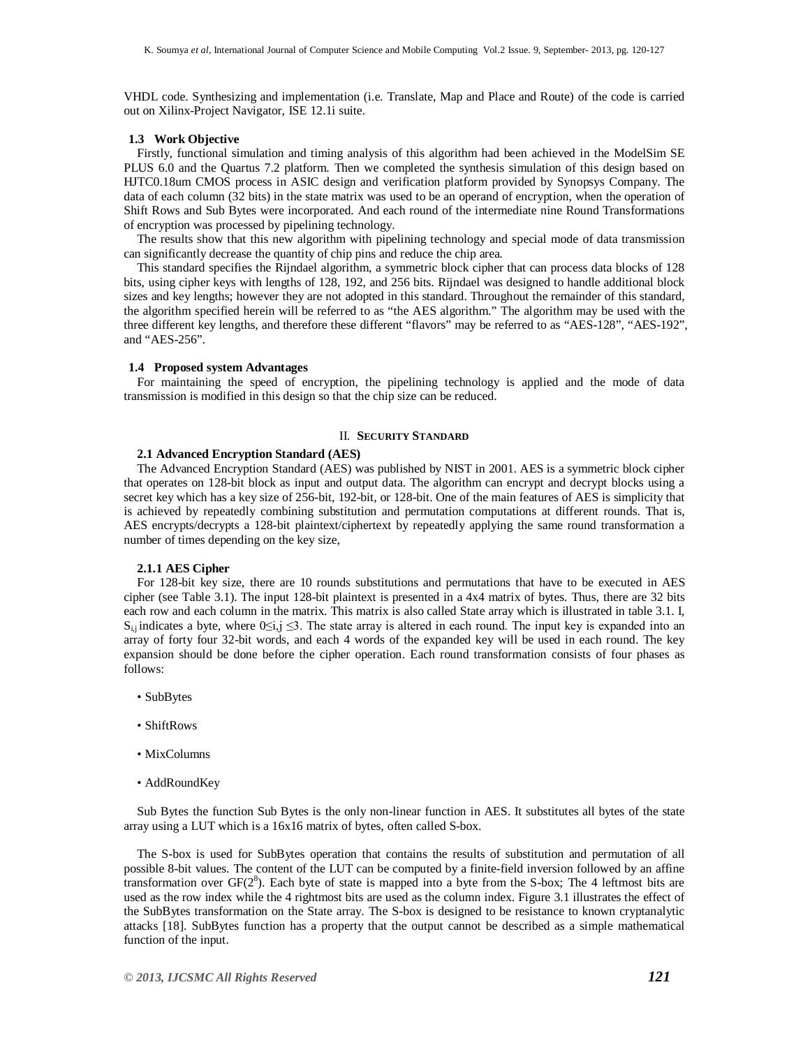VHDL code. Synthesizing and implementation (i.e. Translate, Map and Place and Route) of the code is carried out on Xilinx-Project Navigator, ISE 12.1i suite.

### 1.3 Work Objective

Firstly, functional simulation and timing analysis of this algorithm had been achieved in the ModelSim SE PLUS 6.0 and the Quartus 7.2 platform. Then we completed the synthesis simulation of this design based on HJTC0.18um CMOS process in ASIC design and verification platform provided by Synopsys Company. The data of each column (32 bits) in the state matrix was used to be an operand of encryption, when the operation of Shift Rows and Sub Bytes were incorporated. And each round of the intermediate nine Round Transformations of encryption was processed by pipelining technology.

The results show that this new algorithm with pipelining technology and special mode of data transmission can significantly decrease the quantity of chip pins and reduce the chip area.

This standard specifies the Rijndael algorithm, a symmetric block cipher that can process data blocks of 128 bits, using cipher keys with lengths of 128, 192, and 256 bits. Rijndael was designed to handle additional block sizes and key lengths; however they are not adopted in this standard. Throughout the remainder of this standard, the algorithm specified herein will be referred to as "the AES algorithm." The algorithm may be used with the three different key lengths, and therefore these different "flavors" may be referred to as "AES-128", "AES-192", and "AES-256".

### 1.4 Proposed system Advantages

For maintaining the speed of encryption, the pipelining technology is applied and the mode of data transmission is modified in this design so that the chip size can be reduced.

## II. Security Standard

### 2.1 Advanced Encryption Standard (AES)

The Advanced Encryption Standard (AES) was published by NIST in 2001. AES is a symmetric block cipher that operates on 128-bit block as input and output data. The algorithm can encrypt and decrypt blocks using a secret key which has a key size of 256-bit, 192-bit, or 128-bit. One of the main features of AES is simplicity that is achieved by repeatedly combining substitution and permutation computations at different rounds. That is, AES encrypts/decrypts a 128-bit plaintext/ciphertext by repeatedly applying the same round transformation a number of times depending on the key size,

#### 2.1.1 AES Cipher

For 128-bit key size, there are 10 rounds substitutions and permutations that have to be executed in AES cipher (see Table 3.1). The input 128-bit plaintext is presented in a 4x4 matrix of bytes. Thus, there are 32 bits each row and each column in the matrix. This matrix is also called State array which is illustrated in table 3.1. I, $S_{i,j}$ indicates a byte, where $0 \leq i,j \leq 3$. The state array is altered in each round. The input key is expanded into an array of forty four 32-bit words, and each 4 words of the expanded key will be used in each round. The key expansion should be done before the cipher operation. Each round transformation consists of four phases as follows:

- SubBytes
- ShiftRows
- MixColumns
- AddRoundKey

Sub Bytes the function Sub Bytes is the only non-linear function in AES. It substitutes all bytes of the state array using a LUT which is a 16x16 matrix of bytes, often called S-box.

The S-box is used for SubBytes operation that contains the results of substitution and permutation of all possible 8-bit values. The content of the LUT can be computed by a finite-field inversion followed by an affine transformation over $GF(2^8)$. Each byte of state is mapped into a byte from the S-box; The 4 leftmost bits are used as the row index while the 4 rightmost bits are used as the column index. Figure 3.1 illustrates the effect of the SubBytes transformation on the State array. The S-box is designed to be resistance to known cryptanalytic attacks [18]. SubBytes function has a property that the output cannot be described as a simple mathematical function of the input.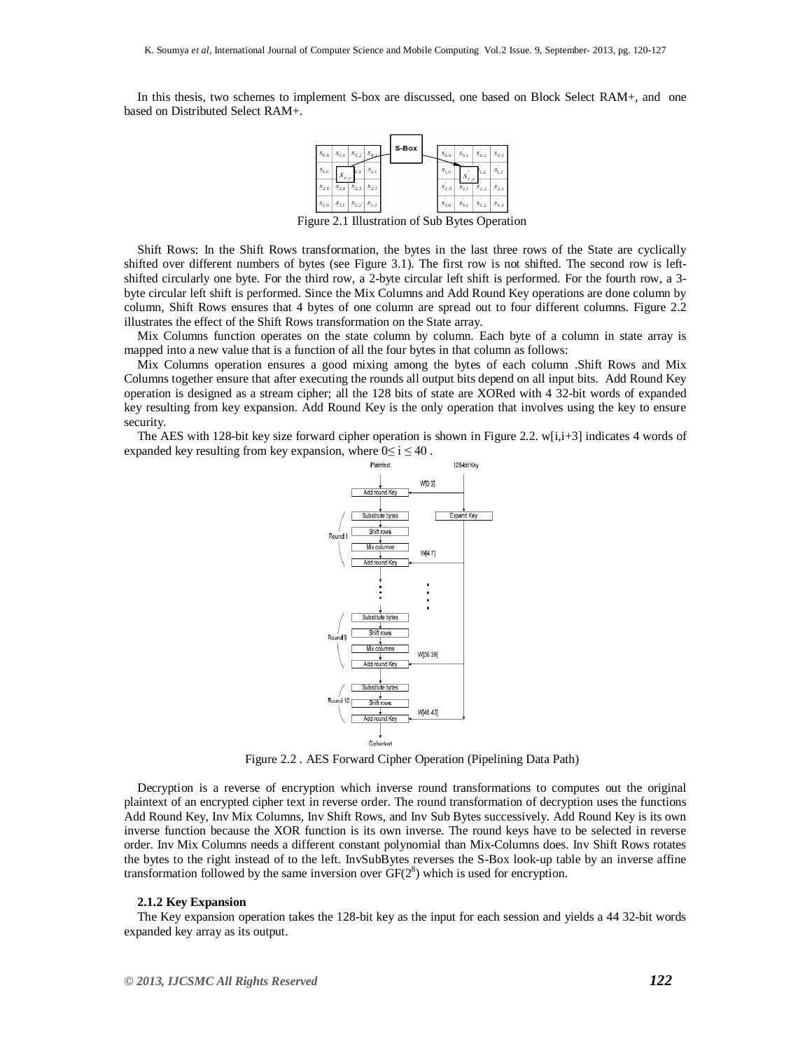In this thesis, two schemes to implement S-box are discussed, one based on Block Select RAM+, and one based on Distributed Select RAM+.

Figure 2.1 Illustration of Sub Bytes Operation

Shift Rows: In the Shift Rows transformation, the bytes in the last three rows of the State are cyclically shifted over different numbers of bytes (see Figure 3.1). The first row is not shifted. The second row is left-shifted circularly one byte. For the third row, a 2-byte circular left shift is performed. For the fourth row, a 3-byte circular left shift is performed. Since the Mix Columns and Add Round Key operations are done column by column, Shift Rows ensures that 4 bytes of one column are spread out to four different columns. Figure 2.2 illustrates the effect of the Shift Rows transformation on the State array.

Mix Columns function operates on the state column by column. Each byte of a column in state array is mapped into a new value that is a function of all the four bytes in that column as follows:

Mix Columns operation ensures a good mixing among the bytes of each column .Shift Rows and Mix Columns together ensure that after executing the rounds all output bits depend on all input bits. Add Round Key operation is designed as a stream cipher; all the 128 bits of state are XORed with 4 32-bit words of expanded key resulting from key expansion. Add Round Key is the only operation that involves using the key to ensure security.

The AES with 128-bit key size forward cipher operation is shown in Figure 2.2. w[i,i+3] indicates 4 words of expanded key resulting from key expansion, where $0 \leq i \leq 40$ .

Figure 2.2 . AES Forward Cipher Operation (Pipelining Data Path)

Decryption is a reverse of encryption which inverse round transformations to computes out the original plaintext of an encrypted cipher text in reverse order. The round transformation of decryption uses the functions Add Round Key, Inv Mix Columns, Inv Shift Rows, and Inv Sub Bytes successively. Add Round Key is its own inverse function because the XOR function is its own inverse. The round keys have to be selected in reverse order. Inv Mix Columns needs a different constant polynomial than Mix-Columns does. Inv Shift Rows rotates the bytes to the right instead of to the left. InvSubBytes reverses the S-Box look-up table by an inverse affine transformation followed by the same inversion over $GF(2^8)$ which is used for encryption.

#### 2.1.2 Key Expansion

The Key expansion operation takes the 128-bit key as the input for each session and yields a 44 32-bit words expanded key array as its output.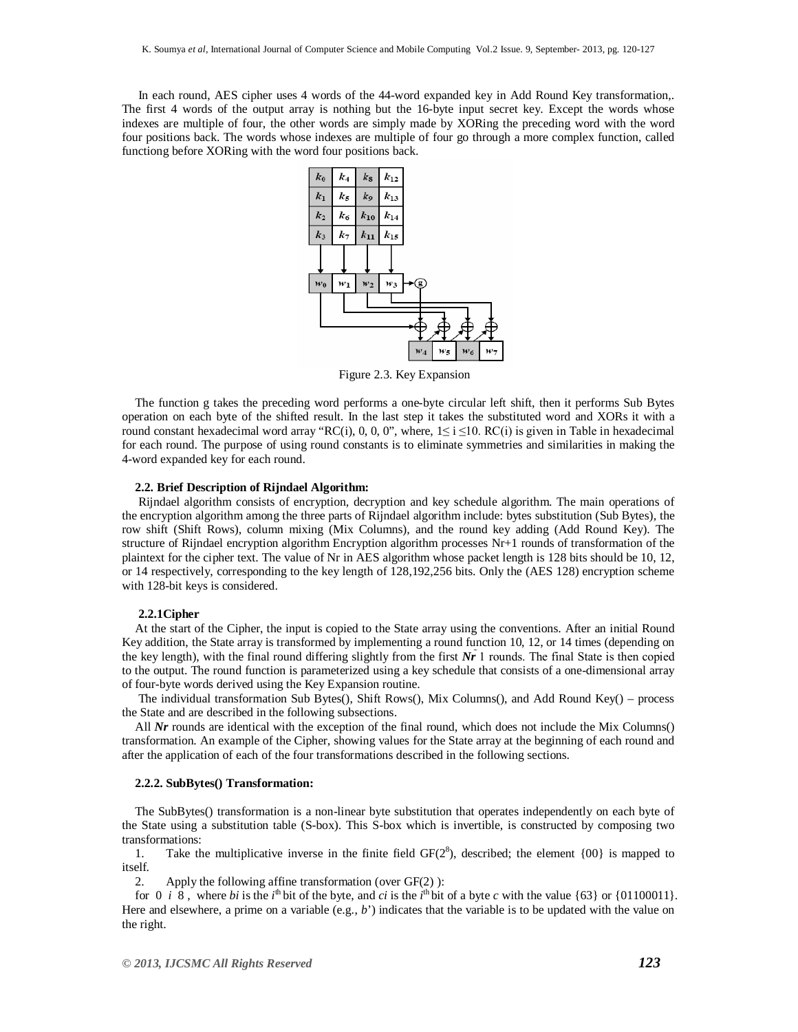In each round, AES cipher uses 4 words of the 44-word expanded key in Add Round Key transformation,. The first 4 words of the output array is nothing but the 16-byte input secret key. Except the words whose indexes are multiple of four, the other words are simply made by XORing the preceding word with the word four positions back. The words whose indexes are multiple of four go through a more complex function, called functiong before XORing with the word four positions back.

Figure 2.3. Key Expansion

The function g takes the preceding word performs a one-byte circular left shift, then it performs Sub Bytes operation on each byte of the shifted result. In the last step it takes the substituted word and XORs it with a round constant hexadecimal word array "RC(i), 0, 0, 0", where, $1 \leq i \leq 10$. RC(i) is given in Table in hexadecimal for each round. The purpose of using round constants is to eliminate symmetries and similarities in making the 4-word expanded key for each round.

### 2.2. Brief Description of Rijndael Algorithm:

Rijndael algorithm consists of encryption, decryption and key schedule algorithm. The main operations of the encryption algorithm among the three parts of Rijndael algorithm include: bytes substitution (Sub Bytes), the row shift (Shift Rows), column mixing (Mix Columns), and the round key adding (Add Round Key). The structure of Rijndael encryption algorithm Encryption algorithm processes Nr+1 rounds of transformation of the plaintext for the cipher text. The value of Nr in AES algorithm whose packet length is 128 bits should be 10, 12, or 14 respectively, corresponding to the key length of 128,192,256 bits. Only the (AES 128) encryption scheme with 128-bit keys is considered.

#### 2.2.1Cipher

At the start of the Cipher, the input is copied to the State array using the conventions. After an initial Round Key addition, the State array is transformed by implementing a round function 10, 12, or 14 times (depending on the key length), with the final round differing slightly from the first ***Nr̃*** 1 rounds. The final State is then copied to the output. The round function is parameterized using a key schedule that consists of a one-dimensional array of four-byte words derived using the Key Expansion routine.

The individual transformation Sub Bytes(), Shift Rows(), Mix Columns(), and Add Round Key() – process the State and are described in the following subsections.

All ***Nr*** rounds are identical with the exception of the final round, which does not include the Mix Columns() transformation. An example of the Cipher, showing values for the State array at the beginning of each round and after the application of each of the four transformations described in the following sections.

#### 2.2.2. SubBytes() Transformation:

The SubBytes() transformation is a non-linear byte substitution that operates independently on each byte of the State using a substitution table (S-box). This S-box which is invertible, is constructed by composing two transformations:

1. Take the multiplicative inverse in the finite field $GF(2^8)$, described; the element {00} is mapped to itself.
2. Apply the following affine transformation (over GF(2) ):

for $0 \; i \; 8$ , where *bi* is the $i^{th}$ bit of the byte, and *ci* is the $i^{th}$ bit of a byte *c* with the value {63} or {01100011}. Here and elsewhere, a prime on a variable (e.g., *b*') indicates that the variable is to be updated with the value on the right.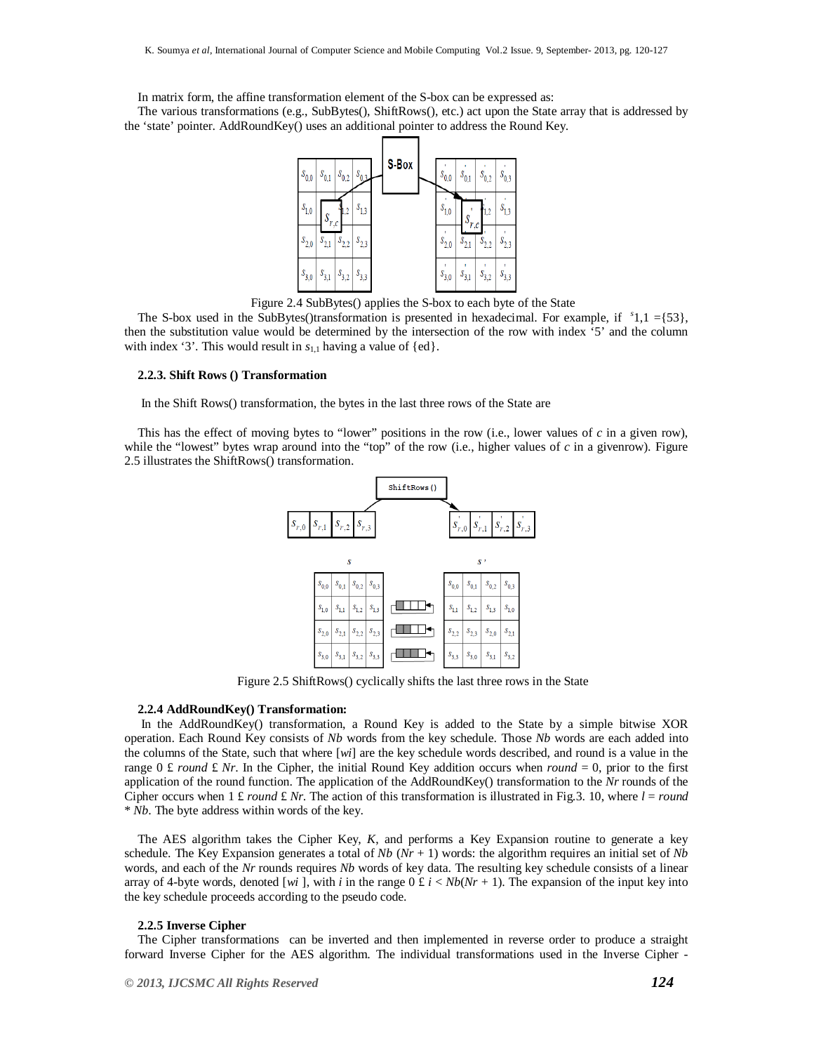In matrix form, the affine transformation element of the S-box can be expressed as:

The various transformations (e.g., SubBytes(), ShiftRows(), etc.) act upon the State array that is addressed by the 'state' pointer. AddRoundKey() uses an additional pointer to address the Round Key.

Figure 2.4 SubBytes() applies the S-box to each byte of the State

The S-box used in the SubBytes()transformation is presented in hexadecimal. For example, if $s_{1,1}$ ={53}, then the substitution value would be determined by the intersection of the row with index '5' and the column with index '3'. This would result in $s_{1,1}$ having a value of {ed}.

### 2.2.3. Shift Rows () Transformation

In the Shift Rows() transformation, the bytes in the last three rows of the State are

This has the effect of moving bytes to "lower" positions in the row (i.e., lower values of *c* in a given row), while the "lowest" bytes wrap around into the "top" of the row (i.e., higher values of *c* in a givenrow). Figure 2.5 illustrates the ShiftRows() transformation.

Figure 2.5 ShiftRows() cyclically shifts the last three rows in the State

### 2.2.4 AddRoundKey() Transformation:

In the AddRoundKey() transformation, a Round Key is added to the State by a simple bitwise XOR operation. Each Round Key consists of *Nb* words from the key schedule. Those *Nb* words are each added into the columns of the State, such that where [*wi*] are the key schedule words described, and round is a value in the range $0 \le round \le Nr$. In the Cipher, the initial Round Key addition occurs when *round* = 0, prior to the first application of the round function. The application of the AddRoundKey() transformation to the *Nr* rounds of the Cipher occurs when $1 \le round \le Nr$. The action of this transformation is illustrated in Fig.3. 10, where $l = round * Nb$. The byte address within words of the key.

The AES algorithm takes the Cipher Key, *K*, and performs a Key Expansion routine to generate a key schedule. The Key Expansion generates a total of $Nb$ $(Nr + 1)$ words: the algorithm requires an initial set of *Nb* words, and each of the *Nr* rounds requires *Nb* words of key data. The resulting key schedule consists of a linear array of 4-byte words, denoted [*wi* ], with *i* in the range $0 \le i < Nb(Nr + 1)$. The expansion of the input key into the key schedule proceeds according to the pseudo code.

### 2.2.5 Inverse Cipher

The Cipher transformations can be inverted and then implemented in reverse order to produce a straight forward Inverse Cipher for the AES algorithm. The individual transformations used in the Inverse Cipher -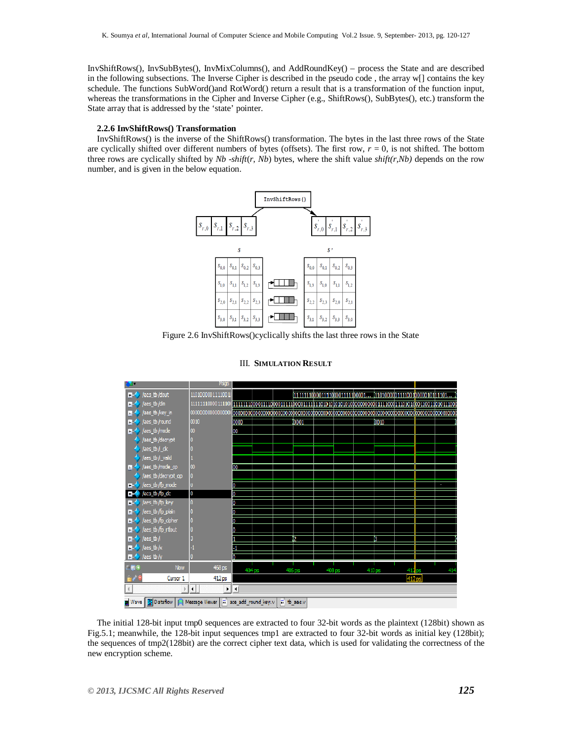InvShiftRows(), InvSubBytes(), InvMixColumns(), and AddRoundKey() – process the State and are described in the following subsections. The Inverse Cipher is described in the pseudo code , the array w[] contains the key schedule. The functions SubWord()and RotWord() return a result that is a transformation of the function input, whereas the transformations in the Cipher and Inverse Cipher (e.g., ShiftRows(), SubBytes(), etc.) transform the State array that is addressed by the 'state' pointer.

### 2.2.6 InvShiftRows() Transformation

InvShiftRows() is the inverse of the ShiftRows() transformation. The bytes in the last three rows of the State are cyclically shifted over different numbers of bytes (offsets). The first row, $r = 0$, is not shifted. The bottom three rows are cyclically shifted by $Nb - shift(r, Nb)$ bytes, where the shift value $shift(r,Nb)$ depends on the row number, and is given in the below equation.

Figure 2.6 InvShiftRows()cyclically shifts the last three rows in the State

## III. Simulation Result

The initial 128-bit input tmp0 sequences are extracted to four 32-bit words as the plaintext (128bit) shown as Fig.5.1; meanwhile, the 128-bit input sequences tmp1 are extracted to four 32-bit words as initial key (128bit); the sequences of tmp2(128bit) are the correct cipher text data, which is used for validating the correctness of the new encryption scheme.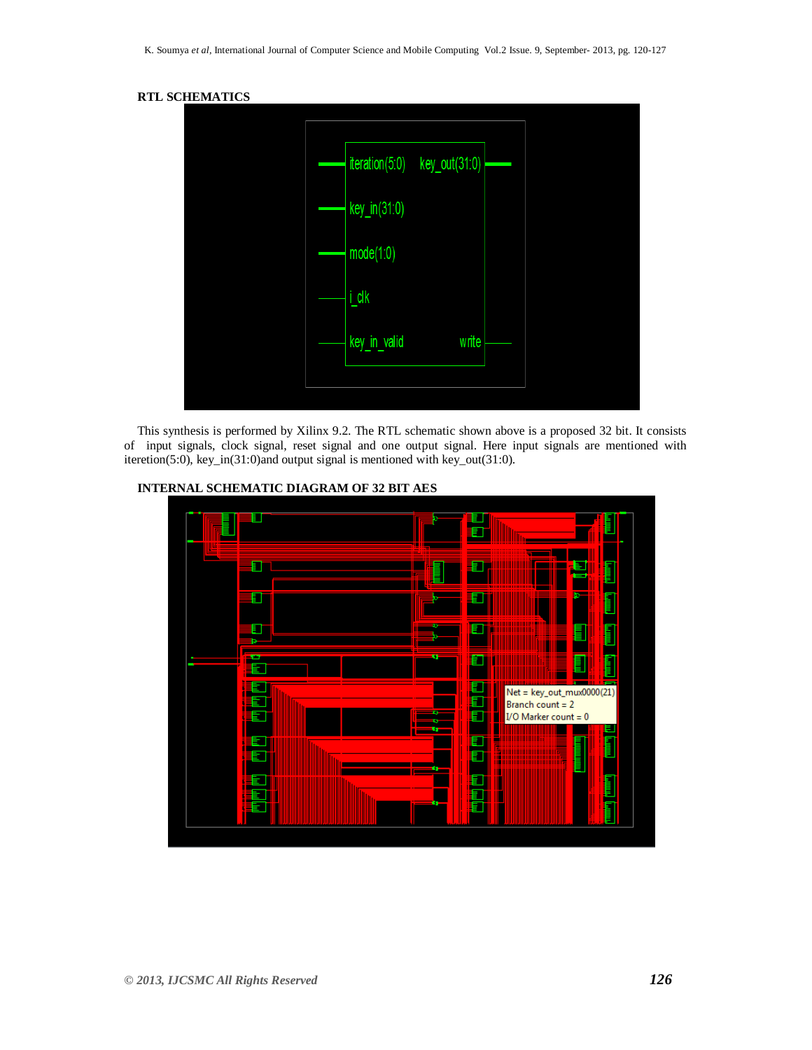**RTL SCHEMATICS**

This synthesis is performed by Xilinx 9.2. The RTL schematic shown above is a proposed 32 bit. It consists of input signals, clock signal, reset signal and one output signal. Here input signals are mentioned with iteretion(5:0), key_in(31:0)and output signal is mentioned with key_out(31:0).

**INTERNAL SCHEMATIC DIAGRAM OF 32 BIT AES**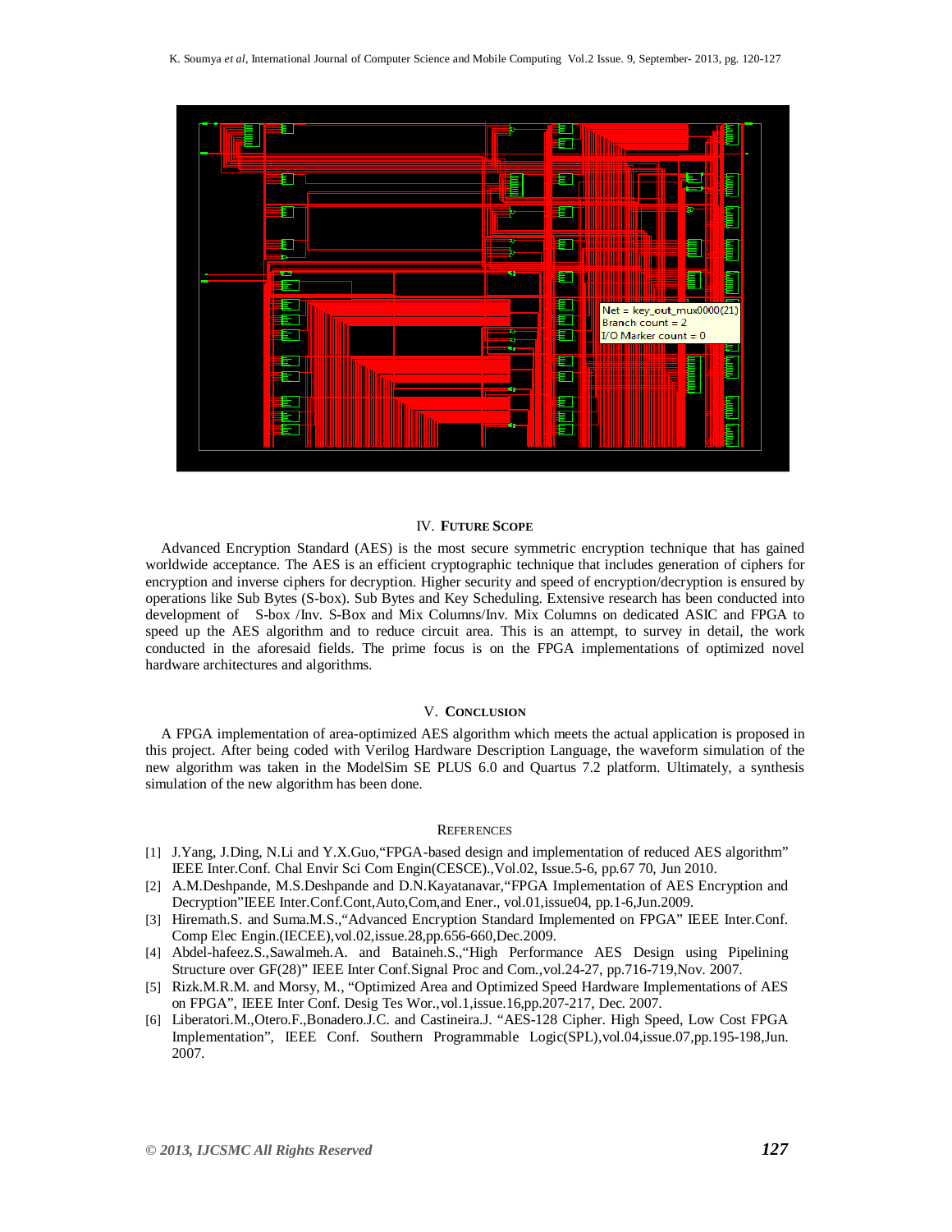Net = key_out_mux0000(21)
Branch count = 2
I/O Marker count = 0

## IV. FUTURE SCOPE

Advanced Encryption Standard (AES) is the most secure symmetric encryption technique that has gained worldwide acceptance. The AES is an efficient cryptographic technique that includes generation of ciphers for encryption and inverse ciphers for decryption. Higher security and speed of encryption/decryption is ensured by operations like Sub Bytes (S-box). Sub Bytes and Key Scheduling. Extensive research has been conducted into development of S-box /Inv. S-Box and Mix Columns/Inv. Mix Columns on dedicated ASIC and FPGA to speed up the AES algorithm and to reduce circuit area. This is an attempt, to survey in detail, the work conducted in the aforesaid fields. The prime focus is on the FPGA implementations of optimized novel hardware architectures and algorithms.

## V. CONCLUSION

A FPGA implementation of area-optimized AES algorithm which meets the actual application is proposed in this project. After being coded with Verilog Hardware Description Language, the waveform simulation of the new algorithm was taken in the ModelSim SE PLUS 6.0 and Quartus 7.2 platform. Ultimately, a synthesis simulation of the new algorithm has been done.

## REFERENCES

[1] J.Yang, J.Ding, N.Li and Y.X.Guo,"FPGA-based design and implementation of reduced AES algorithm" IEEE Inter.Conf. Chal Envir Sci Com Engin(CESCE).,Vol.02, Issue.5-6, pp.67 70, Jun 2010.

[2] A.M.Deshpande, M.S.Deshpande and D.N.Kayatanavar,"FPGA Implementation of AES Encryption and Decryption"IEEE Inter.Conf.Cont,Auto,Com,and Ener., vol.01,issue04, pp.1-6,Jun.2009.

[3] Hiremath.S. and Suma.M.S.,"Advanced Encryption Standard Implemented on FPGA" IEEE Inter.Conf. Comp Elec Engin.(IECEE),vol.02,issue.28,pp.656-660,Dec.2009.

[4] Abdel-hafeez.S.,Sawalmeh.A. and Bataineh.S.,"High Performance AES Design using Pipelining Structure over GF(28)" IEEE Inter Conf.Signal Proc and Com.,vol.24-27, pp.716-719,Nov. 2007.

[5] Rizk.M.R.M. and Morsy, M., "Optimized Area and Optimized Speed Hardware Implementations of AES on FPGA", IEEE Inter Conf. Desig Tes Wor.,vol.1,issue.16,pp.207-217, Dec. 2007.

[6] Liberatori.M.,Otero.F.,Bonadero.J.C. and Castineira.J. "AES-128 Cipher. High Speed, Low Cost FPGA Implementation", IEEE Conf. Southern Programmable Logic(SPL),vol.04,issue.07,pp.195-198,Jun. 2007.